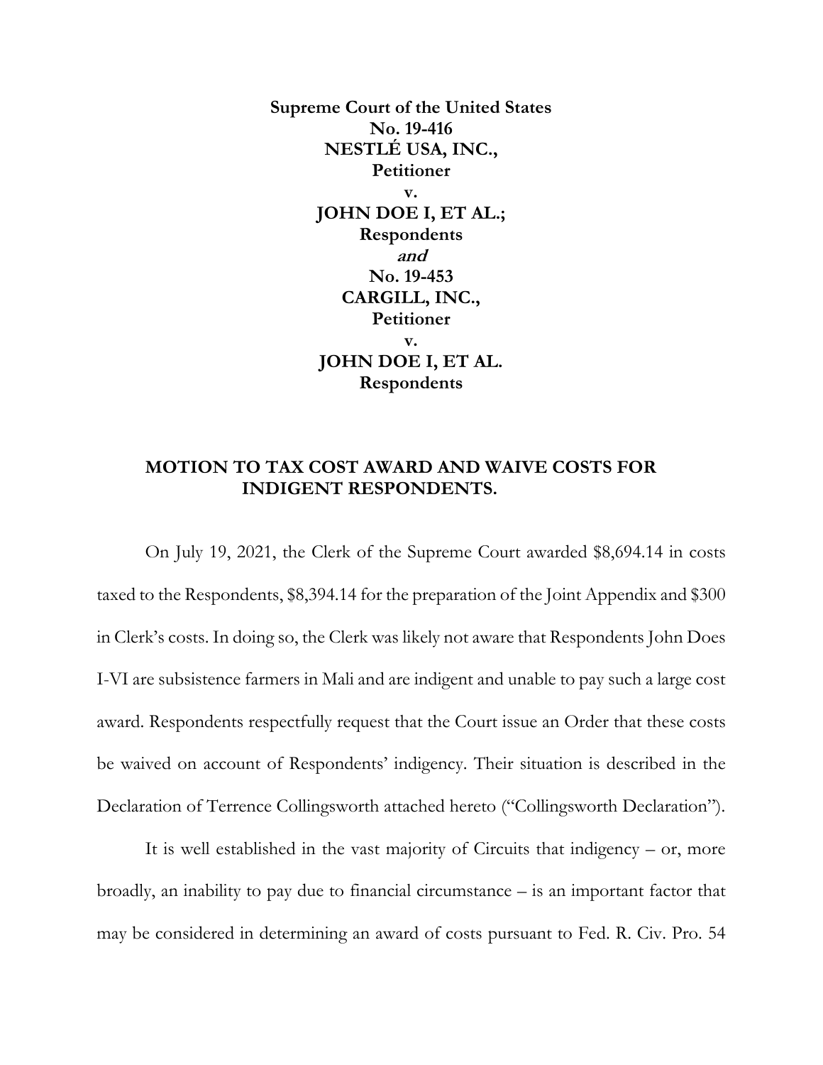**Supreme Court of the United States**
**No. 19-416**
**NESTLÉ USA, INC.,**
**Petitioner**
**v.**
**JOHN DOE I, ET AL.;**
**Respondents**
***and***
**No. 19-453**
**CARGILL, INC.,**
**Petitioner**
**v.**
**JOHN DOE I, ET AL.**
**Respondents**

## MOTION TO TAX COST AWARD AND WAIVE COSTS FOR INDIGENT RESPONDENTS.

On July 19, 2021, the Clerk of the Supreme Court awarded $8,694.14 in costs taxed to the Respondents, $8,394.14 for the preparation of the Joint Appendix and $300 in Clerk's costs. In doing so, the Clerk was likely not aware that Respondents John Does I-VI are subsistence farmers in Mali and are indigent and unable to pay such a large cost award. Respondents respectfully request that the Court issue an Order that these costs be waived on account of Respondents' indigency. Their situation is described in the Declaration of Terrence Collingsworth attached hereto ("Collingsworth Declaration").

It is well established in the vast majority of Circuits that indigency – or, more broadly, an inability to pay due to financial circumstance – is an important factor that may be considered in determining an award of costs pursuant to Fed. R. Civ. Pro. 54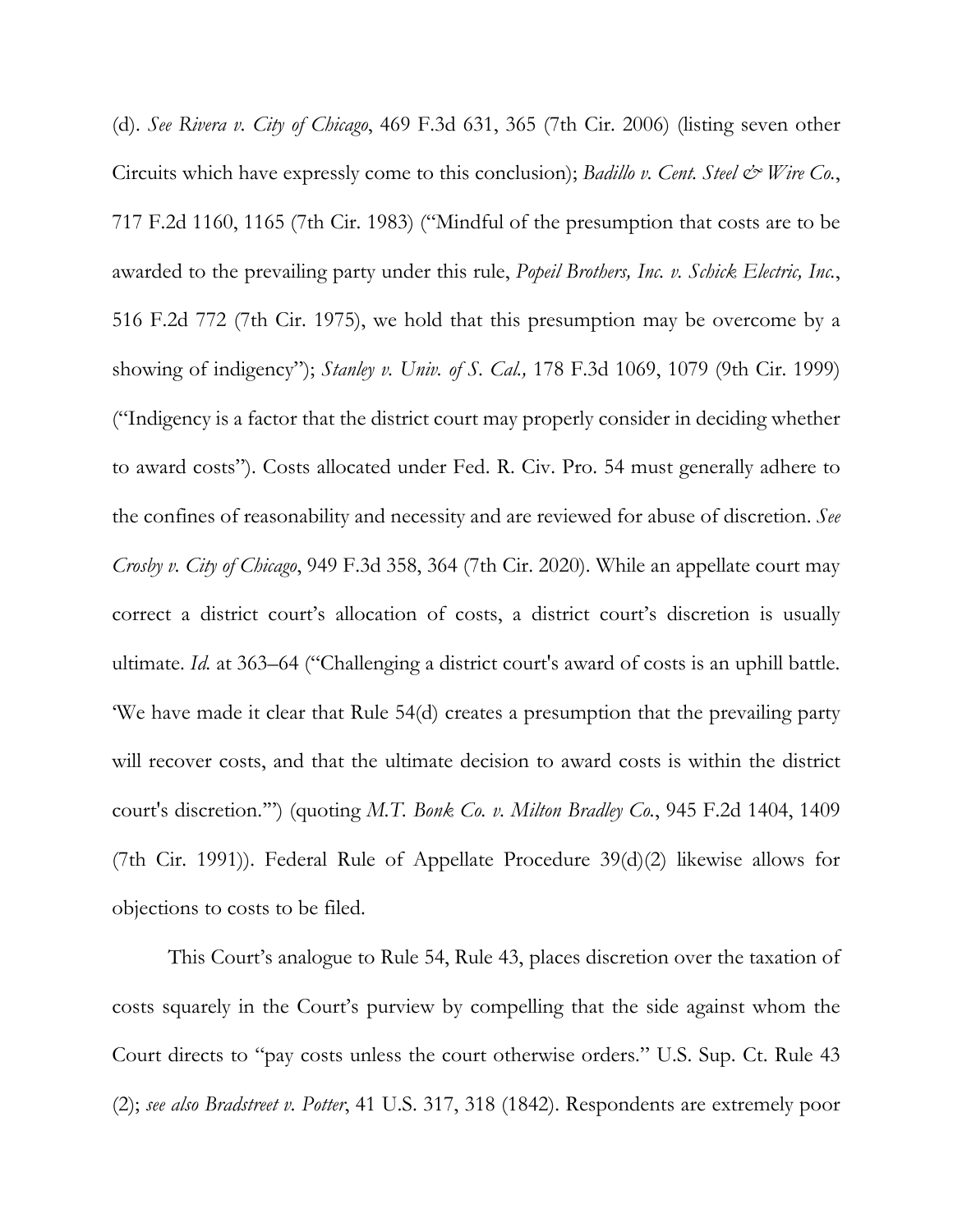(d). *See Rivera v. City of Chicago*, 469 F.3d 631, 365 (7th Cir. 2006) (listing seven other Circuits which have expressly come to this conclusion); *Badillo v. Cent. Steel & Wire Co.*, 717 F.2d 1160, 1165 (7th Cir. 1983) ("Mindful of the presumption that costs are to be awarded to the prevailing party under this rule, *Popeil Brothers, Inc. v. Schick Electric, Inc.*, 516 F.2d 772 (7th Cir. 1975), we hold that this presumption may be overcome by a showing of indigency"); *Stanley v. Univ. of S. Cal.,* 178 F.3d 1069, 1079 (9th Cir. 1999) ("Indigency is a factor that the district court may properly consider in deciding whether to award costs"). Costs allocated under Fed. R. Civ. Pro. 54 must generally adhere to the confines of reasonability and necessity and are reviewed for abuse of discretion. *See Crosby v. City of Chicago*, 949 F.3d 358, 364 (7th Cir. 2020). While an appellate court may correct a district court's allocation of costs, a district court's discretion is usually ultimate. *Id.* at 363–64 ("Challenging a district court's award of costs is an uphill battle. 'We have made it clear that Rule 54(d) creates a presumption that the prevailing party will recover costs, and that the ultimate decision to award costs is within the district court's discretion.'") (quoting *M.T. Bonk Co. v. Milton Bradley Co.*, 945 F.2d 1404, 1409 (7th Cir. 1991)). Federal Rule of Appellate Procedure 39(d)(2) likewise allows for objections to costs to be filed.

This Court's analogue to Rule 54, Rule 43, places discretion over the taxation of costs squarely in the Court's purview by compelling that the side against whom the Court directs to "pay costs unless the court otherwise orders." U.S. Sup. Ct. Rule 43 (2); *see also Bradstreet v. Potter*, 41 U.S. 317, 318 (1842). Respondents are extremely poor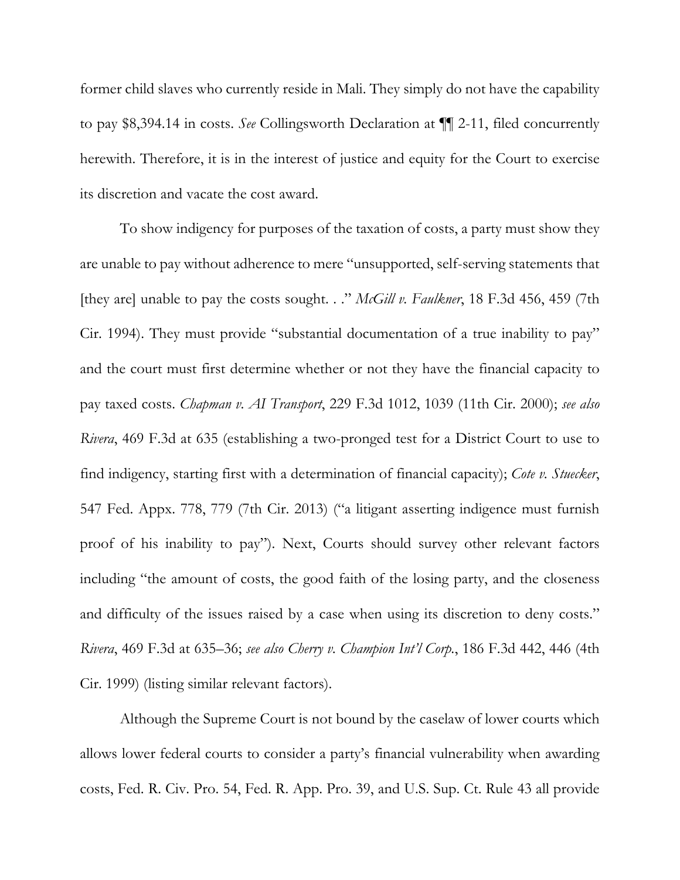former child slaves who currently reside in Mali. They simply do not have the capability to pay $8,394.14 in costs. *See* Collingsworth Declaration at ¶¶ 2-11, filed concurrently herewith. Therefore, it is in the interest of justice and equity for the Court to exercise its discretion and vacate the cost award.

To show indigency for purposes of the taxation of costs, a party must show they are unable to pay without adherence to mere "unsupported, self-serving statements that [they are] unable to pay the costs sought. . ." *McGill v. Faulkner*, 18 F.3d 456, 459 (7th Cir. 1994). They must provide "substantial documentation of a true inability to pay" and the court must first determine whether or not they have the financial capacity to pay taxed costs. *Chapman v. AI Transport*, 229 F.3d 1012, 1039 (11th Cir. 2000); *see also Rivera*, 469 F.3d at 635 (establishing a two-pronged test for a District Court to use to find indigency, starting first with a determination of financial capacity); *Cote v. Stuecker*, 547 Fed. Appx. 778, 779 (7th Cir. 2013) ("a litigant asserting indigence must furnish proof of his inability to pay"). Next, Courts should survey other relevant factors including "the amount of costs, the good faith of the losing party, and the closeness and difficulty of the issues raised by a case when using its discretion to deny costs." *Rivera*, 469 F.3d at 635–36; *see also Cherry v. Champion Int'l Corp.*, 186 F.3d 442, 446 (4th Cir. 1999) (listing similar relevant factors).

Although the Supreme Court is not bound by the caselaw of lower courts which allows lower federal courts to consider a party's financial vulnerability when awarding costs, Fed. R. Civ. Pro. 54, Fed. R. App. Pro. 39, and U.S. Sup. Ct. Rule 43 all provide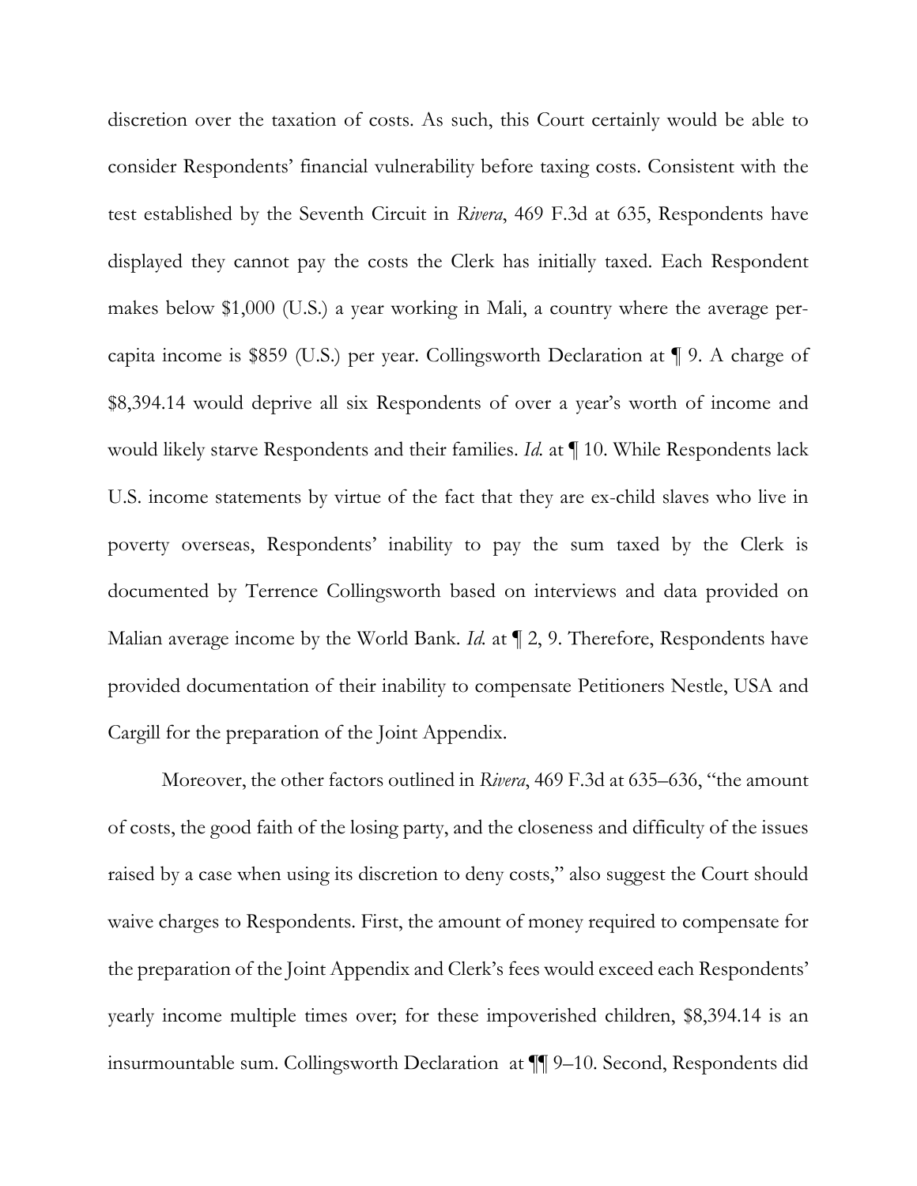discretion over the taxation of costs. As such, this Court certainly would be able to consider Respondents' financial vulnerability before taxing costs. Consistent with the test established by the Seventh Circuit in *Rivera*, 469 F.3d at 635, Respondents have displayed they cannot pay the costs the Clerk has initially taxed. Each Respondent makes below $1,000 (U.S.) a year working in Mali, a country where the average per-capita income is $859 (U.S.) per year. Collingsworth Declaration at ¶ 9. A charge of $8,394.14 would deprive all six Respondents of over a year's worth of income and would likely starve Respondents and their families. *Id.* at ¶ 10. While Respondents lack U.S. income statements by virtue of the fact that they are ex-child slaves who live in poverty overseas, Respondents' inability to pay the sum taxed by the Clerk is documented by Terrence Collingsworth based on interviews and data provided on Malian average income by the World Bank. *Id.* at ¶ 2, 9. Therefore, Respondents have provided documentation of their inability to compensate Petitioners Nestle, USA and Cargill for the preparation of the Joint Appendix.

Moreover, the other factors outlined in *Rivera*, 469 F.3d at 635–636, "the amount of costs, the good faith of the losing party, and the closeness and difficulty of the issues raised by a case when using its discretion to deny costs," also suggest the Court should waive charges to Respondents. First, the amount of money required to compensate for the preparation of the Joint Appendix and Clerk's fees would exceed each Respondents' yearly income multiple times over; for these impoverished children, $8,394.14 is an insurmountable sum. Collingsworth Declaration at ¶¶ 9–10. Second, Respondents did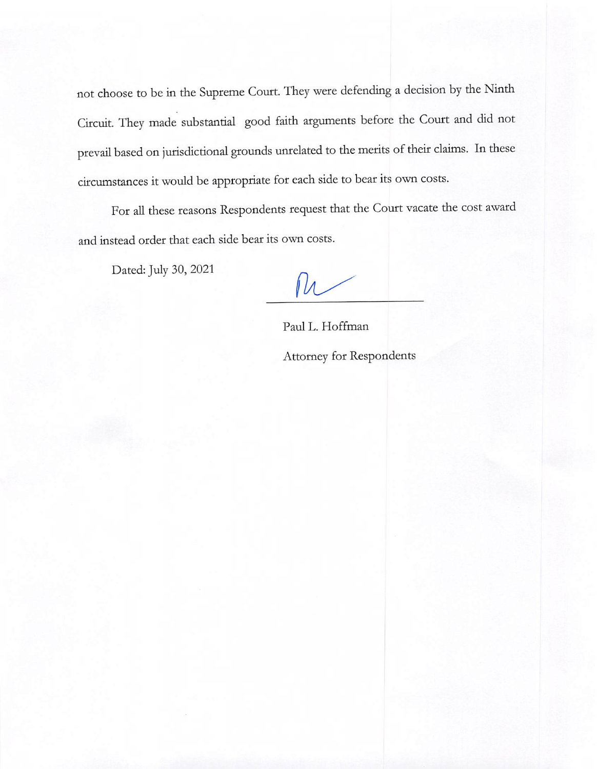not choose to be in the Supreme Court. They were defending a decision by the Ninth Circuit. They made substantial good faith arguments before the Court and did not prevail based on jurisdictional grounds unrelated to the merits of their claims. In these circumstances it would be appropriate for each side to bear its own costs.

For all these reasons Respondents request that the Court vacate the cost award and instead order that each side bear its own costs.

Dated: July 30, 2021

Paul L. Hoffman

Attorney for Respondents